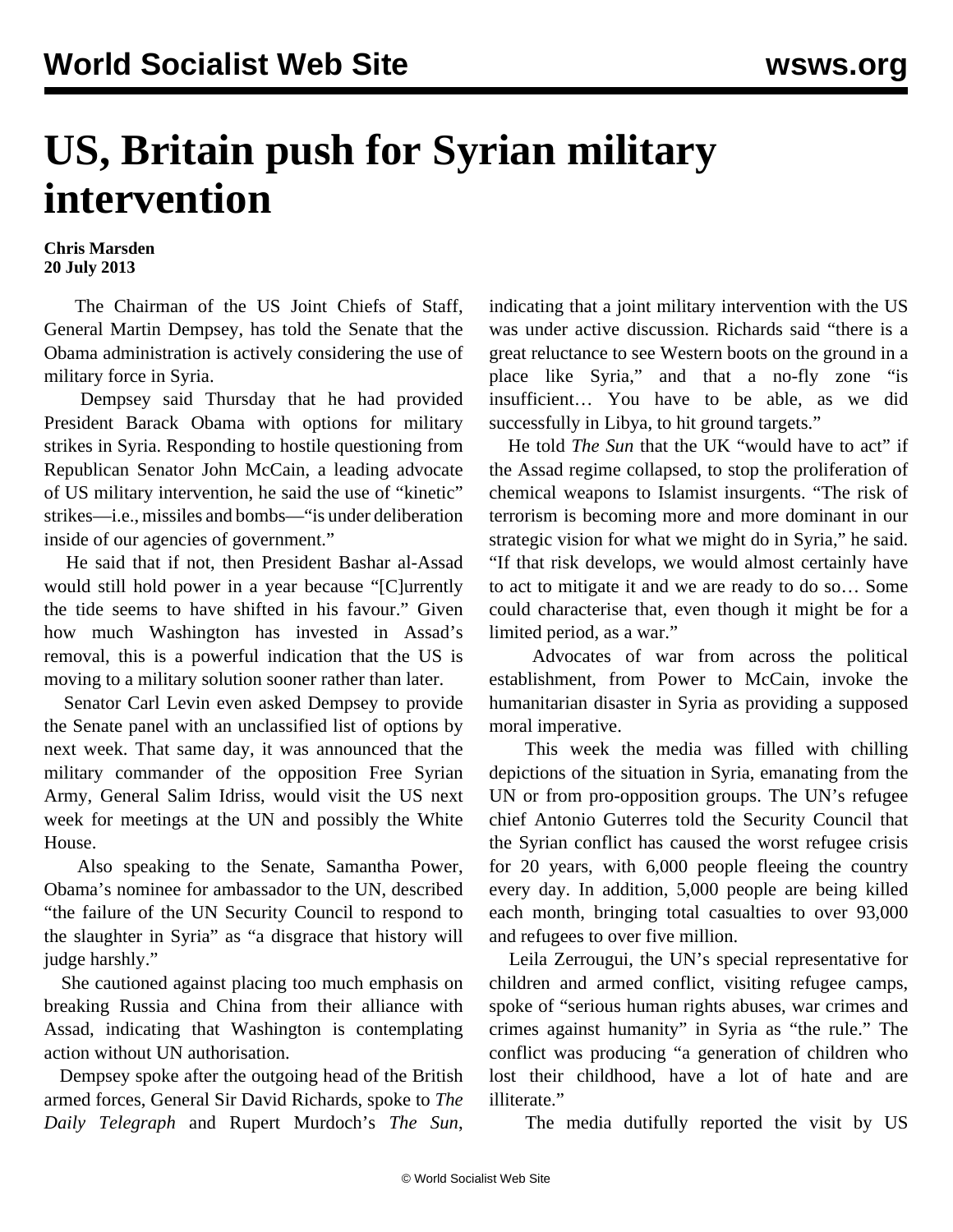# US, Britain push for Syrian military intervention

**Chris Marsden**
**20 July 2013**

The Chairman of the US Joint Chiefs of Staff, General Martin Dempsey, has told the Senate that the Obama administration is actively considering the use of military force in Syria.

Dempsey said Thursday that he had provided President Barack Obama with options for military strikes in Syria. Responding to hostile questioning from Republican Senator John McCain, a leading advocate of US military intervention, he said the use of "kinetic" strikes—i.e., missiles and bombs—"is under deliberation inside of our agencies of government."

He said that if not, then President Bashar al-Assad would still hold power in a year because "[C]urrently the tide seems to have shifted in his favour." Given how much Washington has invested in Assad's removal, this is a powerful indication that the US is moving to a military solution sooner rather than later.

Senator Carl Levin even asked Dempsey to provide the Senate panel with an unclassified list of options by next week. That same day, it was announced that the military commander of the opposition Free Syrian Army, General Salim Idriss, would visit the US next week for meetings at the UN and possibly the White House.

Also speaking to the Senate, Samantha Power, Obama's nominee for ambassador to the UN, described "the failure of the UN Security Council to respond to the slaughter in Syria" as "a disgrace that history will judge harshly."

She cautioned against placing too much emphasis on breaking Russia and China from their alliance with Assad, indicating that Washington is contemplating action without UN authorisation.

Dempsey spoke after the outgoing head of the British armed forces, General Sir David Richards, spoke to *The Daily Telegraph* and Rupert Murdoch's *The Sun*, indicating that a joint military intervention with the US was under active discussion. Richards said "there is a great reluctance to see Western boots on the ground in a place like Syria," and that a no-fly zone "is insufficient… You have to be able, as we did successfully in Libya, to hit ground targets."

He told *The Sun* that the UK "would have to act" if the Assad regime collapsed, to stop the proliferation of chemical weapons to Islamist insurgents. "The risk of terrorism is becoming more and more dominant in our strategic vision for what we might do in Syria," he said. "If that risk develops, we would almost certainly have to act to mitigate it and we are ready to do so… Some could characterise that, even though it might be for a limited period, as a war."

Advocates of war from across the political establishment, from Power to McCain, invoke the humanitarian disaster in Syria as providing a supposed moral imperative.

This week the media was filled with chilling depictions of the situation in Syria, emanating from the UN or from pro-opposition groups. The UN's refugee chief Antonio Guterres told the Security Council that the Syrian conflict has caused the worst refugee crisis for 20 years, with 6,000 people fleeing the country every day. In addition, 5,000 people are being killed each month, bringing total casualties to over 93,000 and refugees to over five million.

Leila Zerrougui, the UN's special representative for children and armed conflict, visiting refugee camps, spoke of "serious human rights abuses, war crimes and crimes against humanity" in Syria as "the rule." The conflict was producing "a generation of children who lost their childhood, have a lot of hate and are illiterate."

The media dutifully reported the visit by US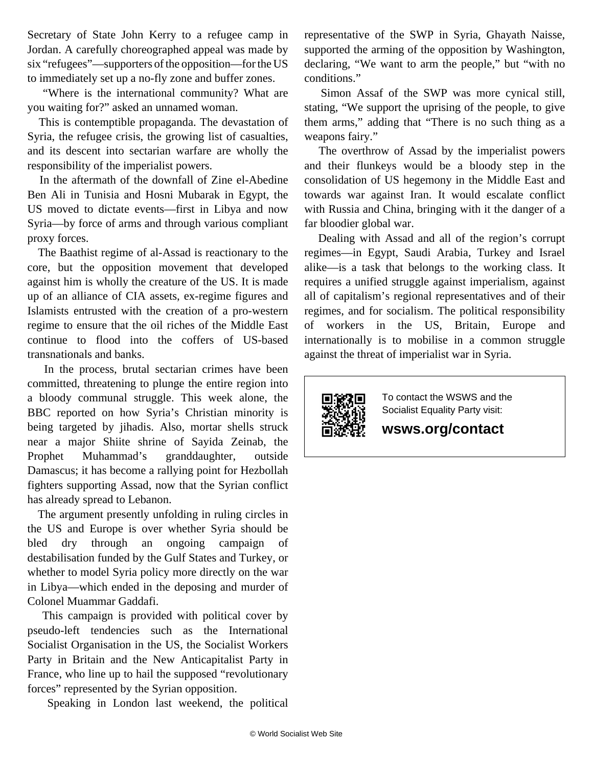Secretary of State John Kerry to a refugee camp in Jordan. A carefully choreographed appeal was made by six "refugees"—supporters of the opposition—for the US to immediately set up a no-fly zone and buffer zones.

"Where is the international community? What are you waiting for?" asked an unnamed woman.

This is contemptible propaganda. The devastation of Syria, the refugee crisis, the growing list of casualties, and its descent into sectarian warfare are wholly the responsibility of the imperialist powers.

In the aftermath of the downfall of Zine el-Abedine Ben Ali in Tunisia and Hosni Mubarak in Egypt, the US moved to dictate events—first in Libya and now Syria—by force of arms and through various compliant proxy forces.

The Baathist regime of al-Assad is reactionary to the core, but the opposition movement that developed against him is wholly the creature of the US. It is made up of an alliance of CIA assets, ex-regime figures and Islamists entrusted with the creation of a pro-western regime to ensure that the oil riches of the Middle East continue to flood into the coffers of US-based transnationals and banks.

In the process, brutal sectarian crimes have been committed, threatening to plunge the entire region into a bloody communal struggle. This week alone, the BBC reported on how Syria's Christian minority is being targeted by jihadis. Also, mortar shells struck near a major Shiite shrine of Sayida Zeinab, the Prophet Muhammad's granddaughter, outside Damascus; it has become a rallying point for Hezbollah fighters supporting Assad, now that the Syrian conflict has already spread to Lebanon.

The argument presently unfolding in ruling circles in the US and Europe is over whether Syria should be bled dry through an ongoing campaign of destabilisation funded by the Gulf States and Turkey, or whether to model Syria policy more directly on the war in Libya—which ended in the deposing and murder of Colonel Muammar Gaddafi.

This campaign is provided with political cover by pseudo-left tendencies such as the International Socialist Organisation in the US, the Socialist Workers Party in Britain and the New Anticapitalist Party in France, who line up to hail the supposed "revolutionary forces" represented by the Syrian opposition.

Speaking in London last weekend, the political representative of the SWP in Syria, Ghayath Naisse, supported the arming of the opposition by Washington, declaring, "We want to arm the people," but "with no conditions."

Simon Assaf of the SWP was more cynical still, stating, "We support the uprising of the people, to give them arms," adding that "There is no such thing as a weapons fairy."

The overthrow of Assad by the imperialist powers and their flunkeys would be a bloody step in the consolidation of US hegemony in the Middle East and towards war against Iran. It would escalate conflict with Russia and China, bringing with it the danger of a far bloodier global war.

Dealing with Assad and all of the region's corrupt regimes—in Egypt, Saudi Arabia, Turkey and Israel alike—is a task that belongs to the working class. It requires a unified struggle against imperialism, against all of capitalism's regional representatives and of their regimes, and for socialism. The political responsibility of workers in the US, Britain, Europe and internationally is to mobilise in a common struggle against the threat of imperialist war in Syria.

To contact the WSWS and the Socialist Equality Party visit:

**wsws.org/contact**